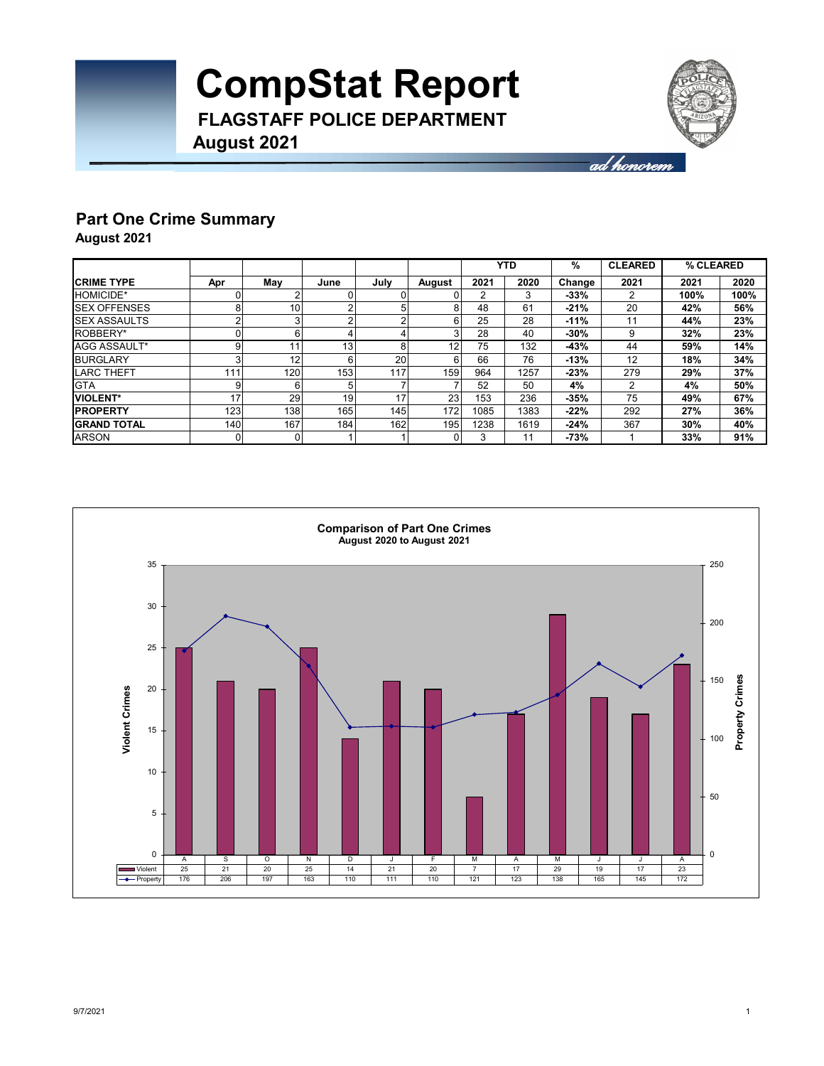# CompStat Report

## FLAGSTAFF POLICE DEPARTMENT

## August 2021

*ad honorem*

## Part One Crime Summary

**August 2021**

| | | | | | | YTD | | % | CLEARED | % CLEARED | |
|---|---|---|---|---|---|---|---|---|---|---|---|
| **CRIME TYPE** | **Apr** | **May** | **June** | **July** | **August** | **2021** | **2020** | **Change** | **2021** | **2021** | **2020** |
| HOMICIDE* | 0 | 2 | 0 | 0 | 0 | 2 | 3 | **-33%** | 2 | **100%** | **100%** |
| SEX OFFENSES | 8 | 10 | 2 | 5 | 8 | 48 | 61 | **-21%** | 20 | **42%** | **56%** |
| SEX ASSAULTS | 2 | 3 | 2 | 2 | 6 | 25 | 28 | **-11%** | 11 | **44%** | **23%** |
| ROBBERY* | 0 | 6 | 4 | 4 | 3 | 28 | 40 | **-30%** | 9 | **32%** | **23%** |
| AGG ASSAULT* | 9 | 11 | 13 | 8 | 12 | 75 | 132 | **-43%** | 44 | **59%** | **14%** |
| BURGLARY | 3 | 12 | 6 | 20 | 6 | 66 | 76 | **-13%** | 12 | **18%** | **34%** |
| LARC THEFT | 111 | 120 | 153 | 117 | 159 | 964 | 1257 | **-23%** | 279 | **29%** | **37%** |
| GTA | 9 | 6 | 5 | 7 | 7 | 52 | 50 | **4%** | 2 | **4%** | **50%** |
| **VIOLENT*** | 17 | 29 | 19 | 17 | 23 | 153 | 236 | **-35%** | 75 | **49%** | **67%** |
| **PROPERTY** | 123 | 138 | 165 | 145 | 172 | 1085 | 1383 | **-22%** | 292 | **27%** | **36%** |
| **GRAND TOTAL** | 140 | 167 | 184 | 162 | 195 | 1238 | 1619 | **-24%** | 367 | **30%** | **40%** |
| ARSON | 0 | 0 | 1 | 1 | 0 | 3 | 11 | **-73%** | 1 | **33%** | **91%** |

**Comparison of Part One Crimes**
**August 2020 to August 2021**

Violent Crimes
0
5
10
15
20
25
30
35

Property Crimes
0
50
100
150
200
250

A S O N D J F M A M J J A
Violent 25 21 20 25 14 21 20 7 17 29 19 17 23
Property 176 206 197 163 110 111 110 121 123 138 165 145 172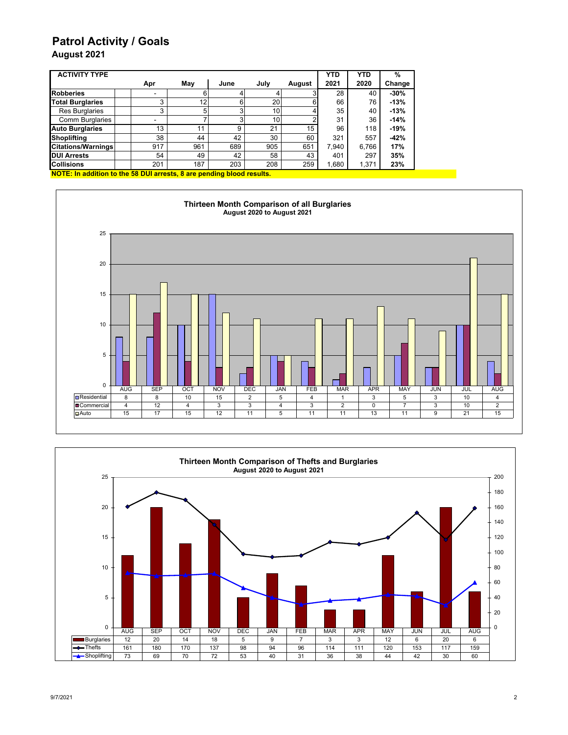# Patrol Activity / Goals

## August 2021

| ACTIVITY TYPE | Apr | May | June | July | August | YTD 2021 | YTD 2020 | % Change |
|---|---|---|---|---|---|---|---|---|
| **Robberies** | - | 6 | 4 | 4 | 3 | 28 | 40 | **-30%** |
| **Total Burglaries** | 3 | 12 | 6 | 20 | 6 | 66 | 76 | **-13%** |
| Res Burglaries | 3 | 5 | 3 | 10 | 4 | 35 | 40 | **-13%** |
| Comm Burglaries | - | 7 | 3 | 10 | 2 | 31 | 36 | **-14%** |
| **Auto Burglaries** | 13 | 11 | 9 | 21 | 15 | 96 | 118 | **-19%** |
| **Shoplifting** | 38 | 44 | 42 | 30 | 60 | 321 | 557 | **-42%** |
| **Citations/Warnings** | 917 | 961 | 689 | 905 | 651 | 7,940 | 6,766 | **17%** |
| **DUI Arrests** | 54 | 49 | 42 | 58 | 43 | 401 | 297 | **35%** |
| **Collisions** | 201 | 187 | 203 | 208 | 259 | 1,680 | 1,371 | **23%** |

**NOTE: In addition to the 58 DUI arrests, 8 are pending blood results.**

**Thirteen Month Comparison of all Burglaries**
**August 2020 to August 2021**

0 5 10 15 20 25

AUG SEP OCT NOV DEC JAN FEB MAR APR MAY JUN JUL AUG

Residential 8 8 10 15 2 5 4 1 3 5 3 10 4

Commercial 4 12 4 3 3 4 3 2 0 7 3 10 2

Auto 15 17 15 12 11 5 11 11 13 11 9 21 15

**Thirteen Month Comparison of Thefts and Burglaries**
**August 2020 to August 2021**

0 5 10 15 20 25

0 20 40 60 80 100 120 140 160 180 200

AUG SEP OCT NOV DEC JAN FEB MAR APR MAY JUN JUL AUG

Burglaries 12 20 14 18 5 9 7 3 3 12 6 20 6

Thefts 161 180 170 137 98 94 96 114 111 120 153 117 159

Shoplifting 73 69 70 72 53 40 31 36 38 44 42 30 60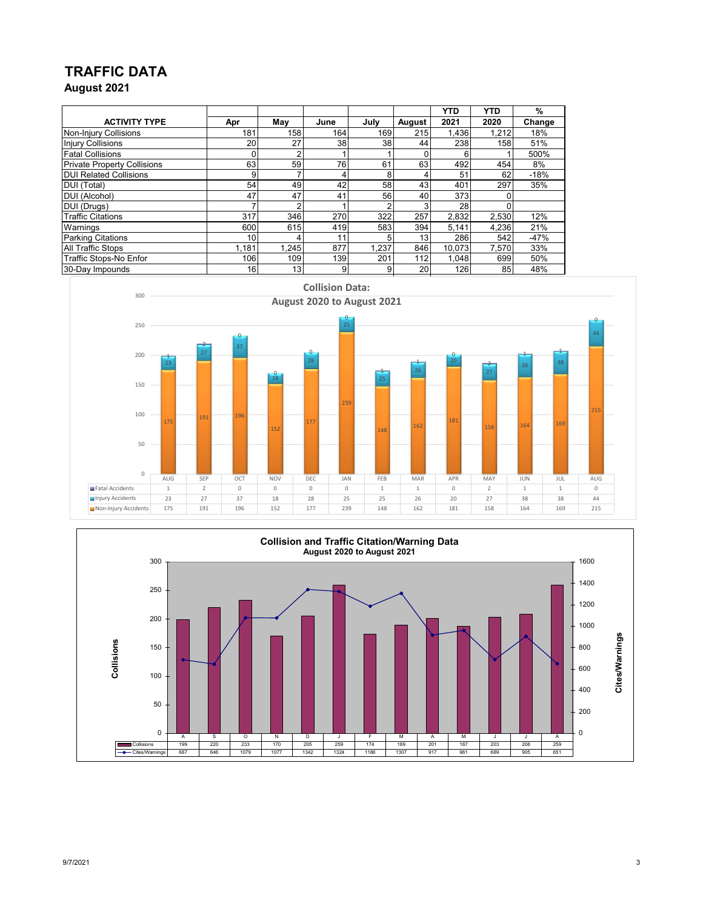# TRAFFIC DATA

## August 2021

| ACTIVITY TYPE | Apr | May | June | July | August | YTD 2021 | YTD 2020 | % Change |
|---|---|---|---|---|---|---|---|---|
| Non-Injury Collisions | 181 | 158 | 164 | 169 | 215 | 1,436 | 1,212 | 18% |
| Injury Collisions | 20 | 27 | 38 | 38 | 44 | 238 | 158 | 51% |
| Fatal Collisions | 0 | 2 | 1 | 1 | 0 | 6 | 1 | 500% |
| Private Property Collisions | 63 | 59 | 76 | 61 | 63 | 492 | 454 | 8% |
| DUI Related Collisions | 9 | 7 | 4 | 8 | 4 | 51 | 62 | -18% |
| DUI (Total) | 54 | 49 | 42 | 58 | 43 | 401 | 297 | 35% |
| DUI (Alcohol) | 47 | 47 | 41 | 56 | 40 | 373 | 0 | |
| DUI (Drugs) | 7 | 2 | 1 | 2 | 3 | 28 | 0 | |
| Traffic Citations | 317 | 346 | 270 | 322 | 257 | 2,832 | 2,530 | 12% |
| Warnings | 600 | 615 | 419 | 583 | 394 | 5,141 | 4,236 | 21% |
| Parking Citations | 10 | 4 | 11 | 5 | 13 | 286 | 542 | -47% |
| All Traffic Stops | 1,181 | 1,245 | 877 | 1,237 | 846 | 10,073 | 7,570 | 33% |
| Traffic Stops-No Enfor | 106 | 109 | 139 | 201 | 112 | 1,048 | 699 | 50% |
| 30-Day Impounds | 16 | 13 | 9 | 9 | 20 | 126 | 85 | 48% |

**Collision Data: August 2020 to August 2021**

| | AUG | SEP | OCT | NOV | DEC | JAN | FEB | MAR | APR | MAY | JUN | JUL | AUG |
|---|---|---|---|---|---|---|---|---|---|---|---|---|---|
| Fatal Accidents | 1 | 2 | 0 | 0 | 0 | 0 | 1 | 1 | 0 | 2 | 1 | 1 | 0 |
| Injury Accidents | 23 | 27 | 37 | 18 | 28 | 25 | 25 | 26 | 20 | 27 | 38 | 38 | 44 |
| Non-Injury Accidents | 175 | 191 | 196 | 152 | 177 | 239 | 148 | 162 | 181 | 158 | 164 | 169 | 215 |

**Collision and Traffic Citation/Warning Data August 2020 to August 2021**

| | A | S | O | N | D | J | F | M | A | M | J | J | A |
|---|---|---|---|---|---|---|---|---|---|---|---|---|---|
| Collisions | 199 | 220 | 233 | 170 | 205 | 259 | 174 | 189 | 201 | 187 | 203 | 208 | 259 |
| Cites/Warnings | 687 | 646 | 1079 | 1077 | 1342 | 1324 | 1186 | 1307 | 917 | 961 | 689 | 905 | 651 |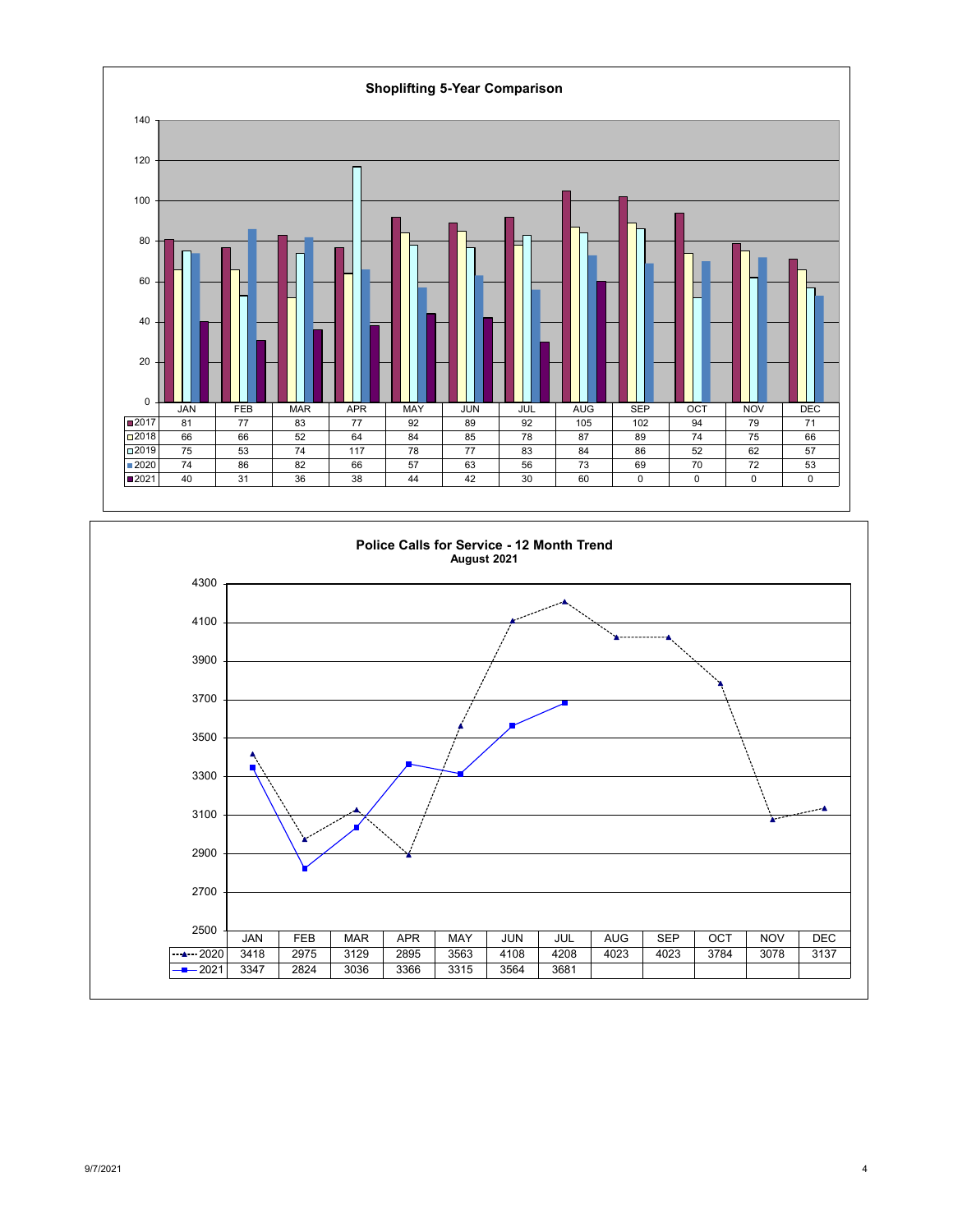**Shoplifting 5-Year Comparison**

140
120
100
80
60
40
20
0

JAN FEB MAR APR MAY JUN JUL AUG SEP OCT NOV DEC

2017 81 77 83 77 92 89 92 105 102 94 79 71

2018 66 66 52 64 84 85 78 87 89 74 75 66

2019 75 53 74 117 78 77 83 84 86 52 62 57

2020 74 86 82 66 57 63 56 73 69 70 72 53

2021 40 31 36 38 44 42 30 60 0 0 0 0

**Police Calls for Service - 12 Month Trend**
**August 2021**

4300
4100
3900
3700
3500
3300
3100
2900
2700
2500

JAN FEB MAR APR MAY JUN JUL AUG SEP OCT NOV DEC

2020 3418 2975 3129 2895 3563 4108 4208 4023 4023 3784 3078 3137

2021 3347 2824 3036 3366 3315 3564 3681

9/7/2021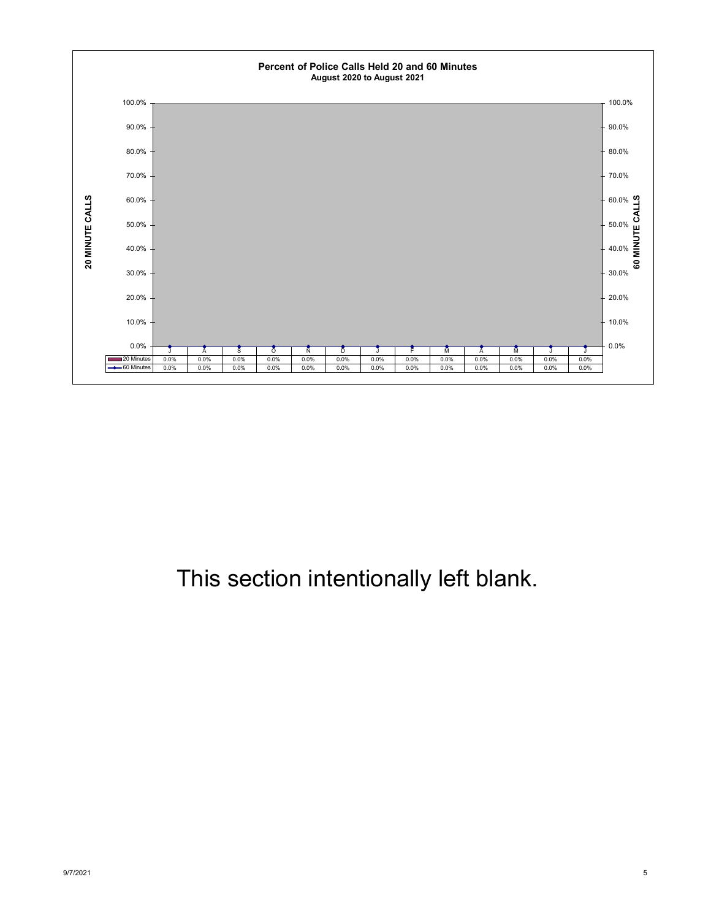**Percent of Police Calls Held 20 and 60 Minutes**
**August 2020 to August 2021**

20 MINUTE CALLS

60 MINUTE CALLS

100.0%
90.0%
80.0%
70.0%
60.0%
50.0%
40.0%
30.0%
20.0%
10.0%
0.0%

J A S O N D J F M A M J J

20 Minutes 0.0% 0.0% 0.0% 0.0% 0.0% 0.0% 0.0% 0.0% 0.0% 0.0% 0.0% 0.0% 0.0%

60 Minutes 0.0% 0.0% 0.0% 0.0% 0.0% 0.0% 0.0% 0.0% 0.0% 0.0% 0.0% 0.0% 0.0%

This section intentionally left blank.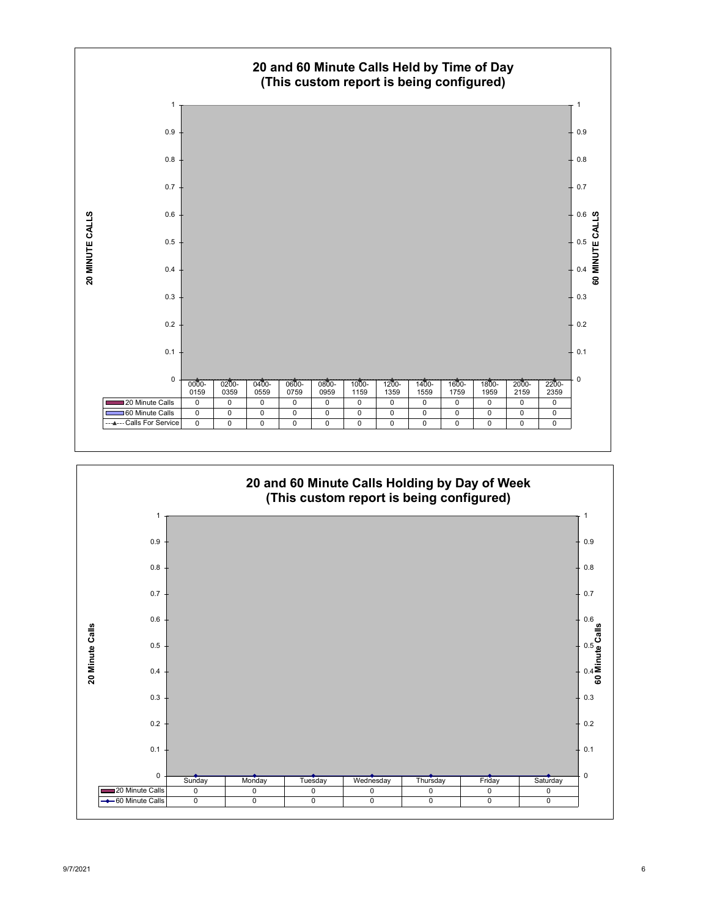**20 and 60 Minute Calls Held by Time of Day**
**(This custom report is being configured)**

20 MINUTE CALLS

60 MINUTE CALLS

1
0.9
0.8
0.7
0.6
0.5
0.4
0.3
0.2
0.1
0

0000-0159 0200-0359 0400-0559 0600-0759 0800-0959 1000-1159 1200-1359 1400-1559 1600-1759 1800-1959 2000-2159 2200-2359

20 Minute Calls 0 0 0 0 0 0 0 0 0 0 0 0

60 Minute Calls 0 0 0 0 0 0 0 0 0 0 0 0

Calls For Service 0 0 0 0 0 0 0 0 0 0 0 0

**20 and 60 Minute Calls Holding by Day of Week**
**(This custom report is being configured)**

20 Minute Calls

60 Minute Calls

1
0.9
0.8
0.7
0.6
0.5
0.4
0.3
0.2
0.1
0

Sunday Monday Tuesday Wednesday Thursday Friday Saturday

20 Minute Calls 0 0 0 0 0 0 0

60 Minute Calls 0 0 0 0 0 0 0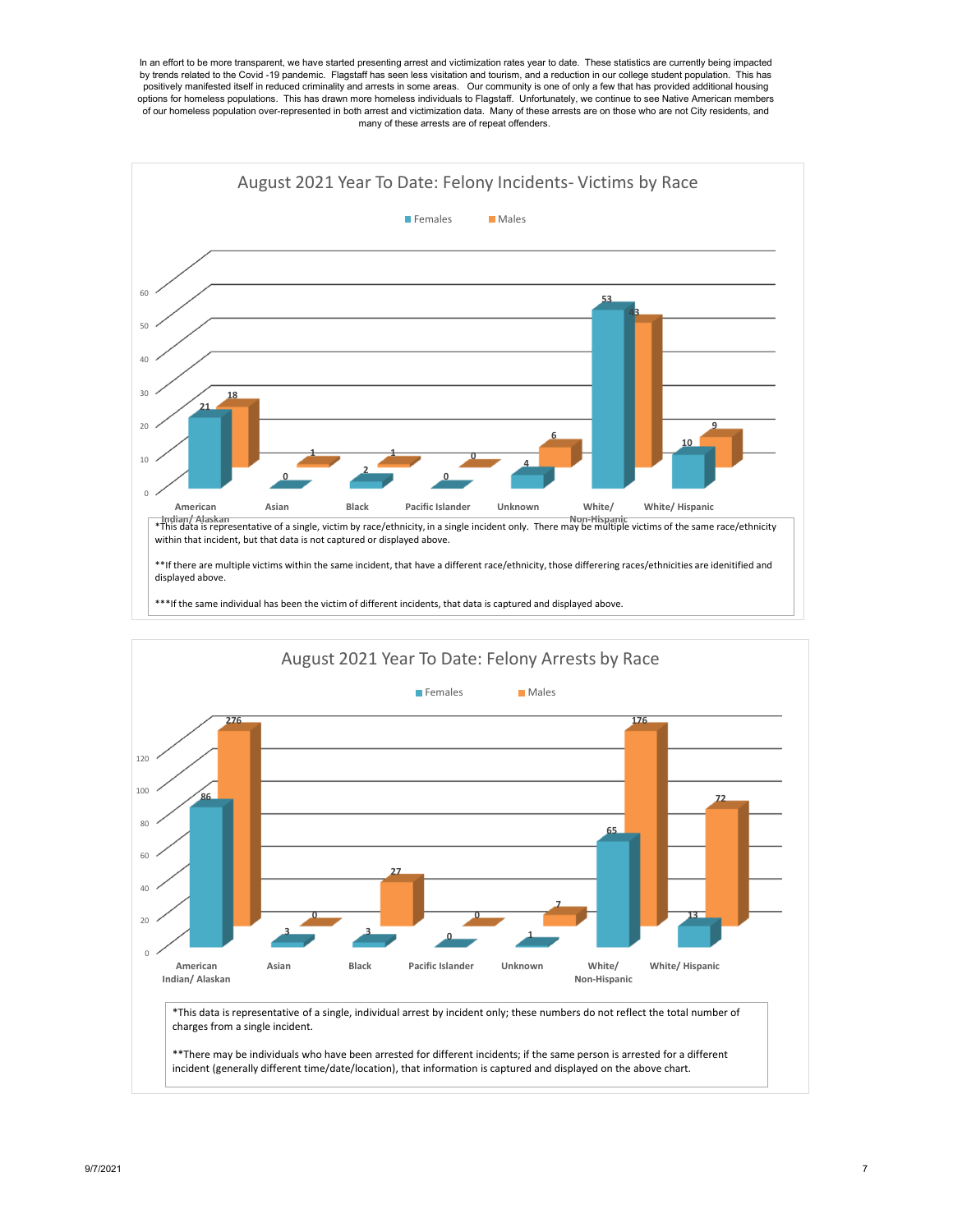In an effort to be more transparent, we have started presenting arrest and victimization rates year to date. These statistics are currently being impacted by trends related to the Covid -19 pandemic. Flagstaff has seen less visitation and tourism, and a reduction in our college student population. This has positively manifested itself in reduced criminality and arrests in some areas. Our community is one of only a few that has provided additional housing options for homeless populations. This has drawn more homeless individuals to Flagstaff. Unfortunately, we continue to see Native American members of our homeless population over-represented in both arrest and victimization data. Many of these arrests are on those who are not City residents, and many of these arrests are of repeat offenders.

## August 2021 Year To Date: Felony Incidents- Victims by Race

Females
Males

60
50
40
30
20
10
0

American Indian/ Alaskan: 21, 18
Asian: 0, 1
Black: 2, 1
Pacific Islander: 0, 0
Unknown: 4, 6
White/ Non-Hispanic: 53, 43
White/ Hispanic: 10, 9

*This data is representative of a single, victim by race/ethnicity, in a single incident only. There may be multiple victims of the same race/ethnicity within that incident, but that data is not captured or displayed above.

**If there are multiple victims within the same incident, that have a different race/ethnicity, those differering races/ethnicities are idenitified and displayed above.

***If the same individual has been the victim of different incidents, that data is captured and displayed above.

## August 2021 Year To Date: Felony Arrests by Race

Females
Males

120
100
80
60
40
20
0

American Indian/ Alaskan: 86, 276
Asian: 3, 0
Black: 3, 27
Pacific Islander: 0, 0
Unknown: 1, 7
White/ Non-Hispanic: 65, 176
White/ Hispanic: 13, 72

*This data is representative of a single, individual arrest by incident only; these numbers do not reflect the total number of charges from a single incident.

**There may be individuals who have been arrested for different incidents; if the same person is arrested for a different incident (generally different time/date/location), that information is captured and displayed on the above chart.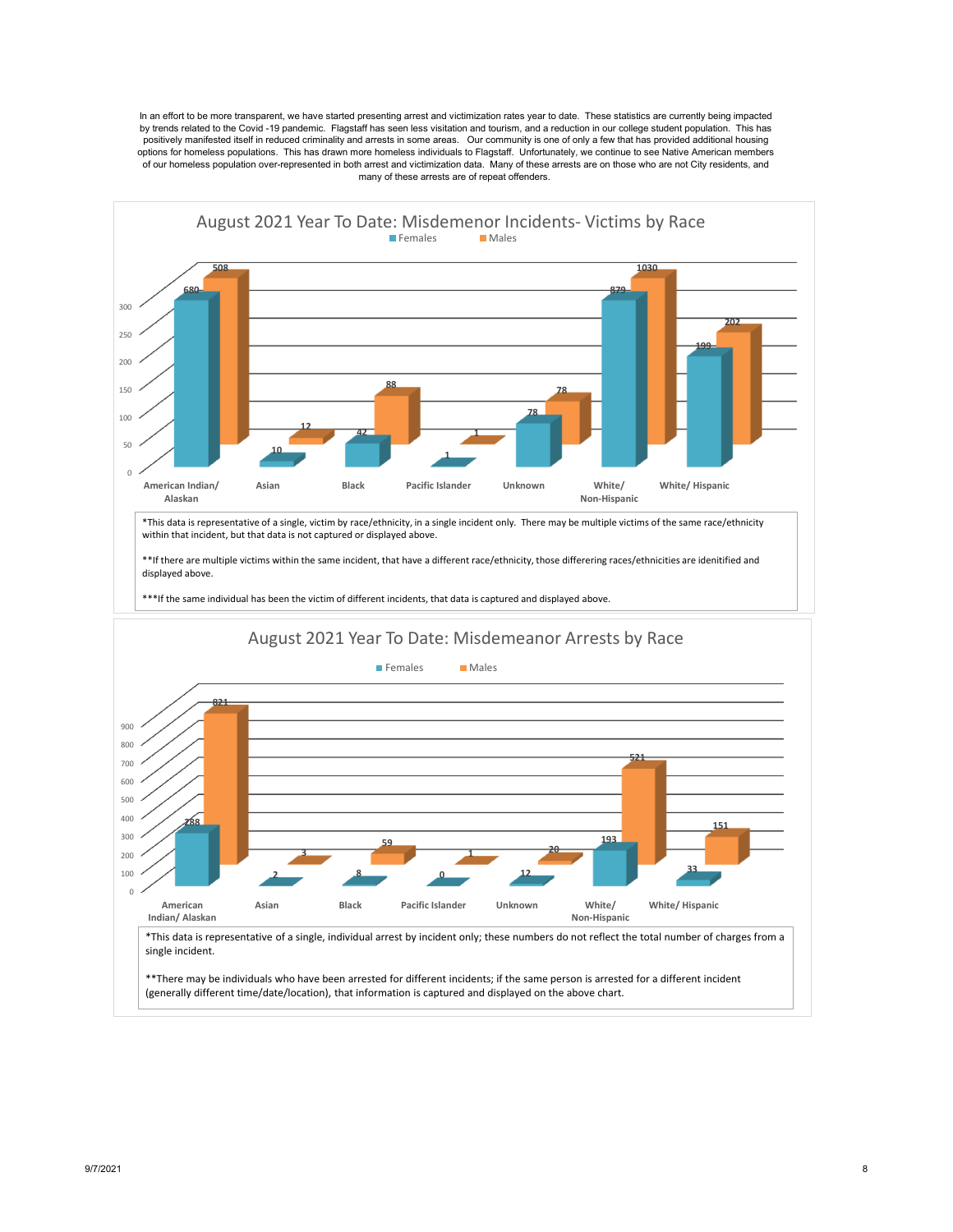In an effort to be more transparent, we have started presenting arrest and victimization rates year to date. These statistics are currently being impacted by trends related to the Covid -19 pandemic. Flagstaff has seen less visitation and tourism, and a reduction in our college student population. This has positively manifested itself in reduced criminality and arrests in some areas. Our community is one of only a few that has provided additional housing options for homeless populations. This has drawn more homeless individuals to Flagstaff. Unfortunately, we continue to see Native American members of our homeless population over-represented in both arrest and victimization data. Many of these arrests are on those who are not City residents, and many of these arrests are of repeat offenders.

August 2021 Year To Date: Misdemenor Incidents- Victims by Race

Females
Males

0
50
100
150
200
250
300

American Indian/ Alaskan: 680, 508
Asian: 10, 12
Black: 42, 88
Pacific Islander: 1, 1
Unknown: 78, 78
White/ Non-Hispanic: 879, 1030
White/ Hispanic: 199, 202

*This data is representative of a single, victim by race/ethnicity, in a single incident only. There may be multiple victims of the same race/ethnicity within that incident, but that data is not captured or displayed above.

**If there are multiple victims within the same incident, that have a different race/ethnicity, those differering races/ethnicities are idenitified and displayed above.

***If the same individual has been the victim of different incidents, that data is captured and displayed above.

August 2021 Year To Date: Misdemeanor Arrests by Race

Females
Males

0
100
200
300
400
500
600
700
800
900

American Indian/ Alaskan: 288, 821
Asian: 2, 3
Black: 8, 59
Pacific Islander: 0, 1
Unknown: 12, 20
White/ Non-Hispanic: 193, 521
White/ Hispanic: 33, 151

*This data is representative of a single, individual arrest by incident only; these numbers do not reflect the total number of charges from a single incident.

**There may be individuals who have been arrested for different incidents; if the same person is arrested for a different incident (generally different time/date/location), that information is captured and displayed on the above chart.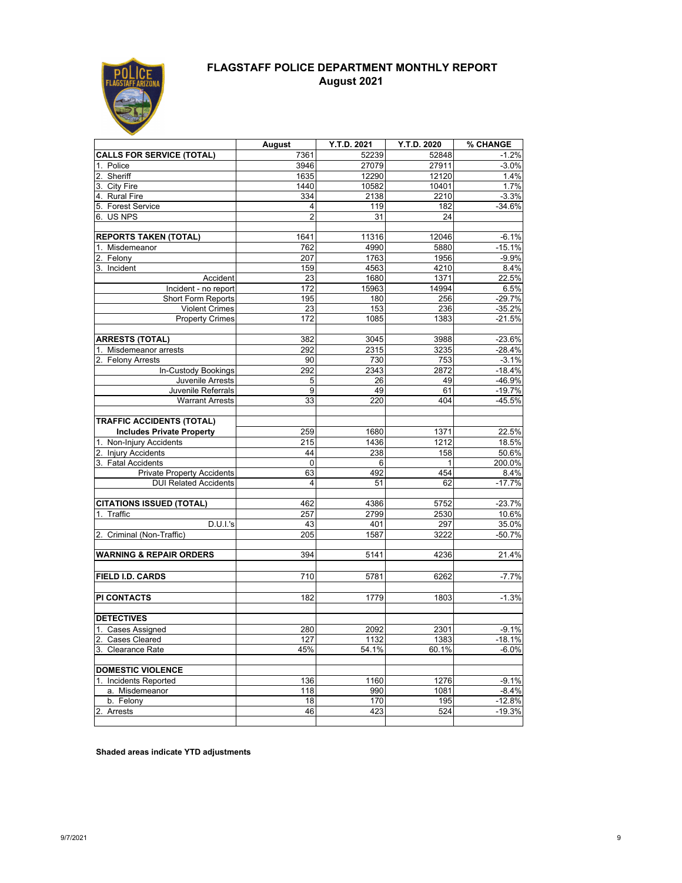# FLAGSTAFF POLICE DEPARTMENT MONTHLY REPORT
## August 2021

| | August | Y.T.D. 2021 | Y.T.D. 2020 | % CHANGE |
|---|---|---|---|---|
| **CALLS FOR SERVICE (TOTAL)** | 7361 | 52239 | 52848 | -1.2% |
| 1. Police | 3946 | 27079 | 27911 | -3.0% |
| 2. Sheriff | 1635 | 12290 | 12120 | 1.4% |
| 3. City Fire | 1440 | 10582 | 10401 | 1.7% |
| 4. Rural Fire | 334 | 2138 | 2210 | -3.3% |
| 5. Forest Service | 4 | 119 | 182 | -34.6% |
| 6. US NPS | 2 | 31 | 24 | |
| | | | | |
| **REPORTS TAKEN (TOTAL)** | 1641 | 11316 | 12046 | -6.1% |
| 1. Misdemeanor | 762 | 4990 | 5880 | -15.1% |
| 2. Felony | 207 | 1763 | 1956 | -9.9% |
| 3. Incident | 159 | 4563 | 4210 | 8.4% |
| Accident | 23 | 1680 | 1371 | 22.5% |
| Incident - no report | 172 | 15963 | 14994 | 6.5% |
| Short Form Reports | 195 | 180 | 256 | -29.7% |
| Violent Crimes | 23 | 153 | 236 | -35.2% |
| Property Crimes | 172 | 1085 | 1383 | -21.5% |
| | | | | |
| **ARRESTS (TOTAL)** | 382 | 3045 | 3988 | -23.6% |
| 1. Misdemeanor arrests | 292 | 2315 | 3235 | -28.4% |
| 2. Felony Arrests | 90 | 730 | 753 | -3.1% |
| In-Custody Bookings | 292 | 2343 | 2872 | -18.4% |
| Juvenile Arrests | 5 | 26 | 49 | -46.9% |
| Juvenile Referrals | 9 | 49 | 61 | -19.7% |
| Warrant Arrests | 33 | 220 | 404 | -45.5% |
| | | | | |
| **TRAFFIC ACCIDENTS (TOTAL)** | | | | |
| **Includes Private Property** | 259 | 1680 | 1371 | 22.5% |
| 1. Non-Injury Accidents | 215 | 1436 | 1212 | 18.5% |
| 2. Injury Accidents | 44 | 238 | 158 | 50.6% |
| 3. Fatal Accidents | 0 | 6 | 1 | 200.0% |
| Private Property Accidents | 63 | 492 | 454 | 8.4% |
| DUI Related Accidents | 4 | 51 | 62 | -17.7% |
| | | | | |
| **CITATIONS ISSUED (TOTAL)** | 462 | 4386 | 5752 | -23.7% |
| 1. Traffic | 257 | 2799 | 2530 | 10.6% |
| D.U.I.'s | 43 | 401 | 297 | 35.0% |
| 2. Criminal (Non-Traffic) | 205 | 1587 | 3222 | -50.7% |
| | | | | |
| **WARNING & REPAIR ORDERS** | 394 | 5141 | 4236 | 21.4% |
| | | | | |
| **FIELD I.D. CARDS** | 710 | 5781 | 6262 | -7.7% |
| | | | | |
| **PI CONTACTS** | 182 | 1779 | 1803 | -1.3% |
| | | | | |
| **DETECTIVES** | | | | |
| 1. Cases Assigned | 280 | 2092 | 2301 | -9.1% |
| 2. Cases Cleared | 127 | 1132 | 1383 | -18.1% |
| 3. Clearance Rate | 45% | 54.1% | 60.1% | -6.0% |
| | | | | |
| **DOMESTIC VIOLENCE** | | | | |
| 1. Incidents Reported | 136 | 1160 | 1276 | -9.1% |
| a. Misdemeanor | 118 | 990 | 1081 | -8.4% |
| b. Felony | 18 | 170 | 195 | -12.8% |
| 2. Arrests | 46 | 423 | 524 | -19.3% |

**Shaded areas indicate YTD adjustments**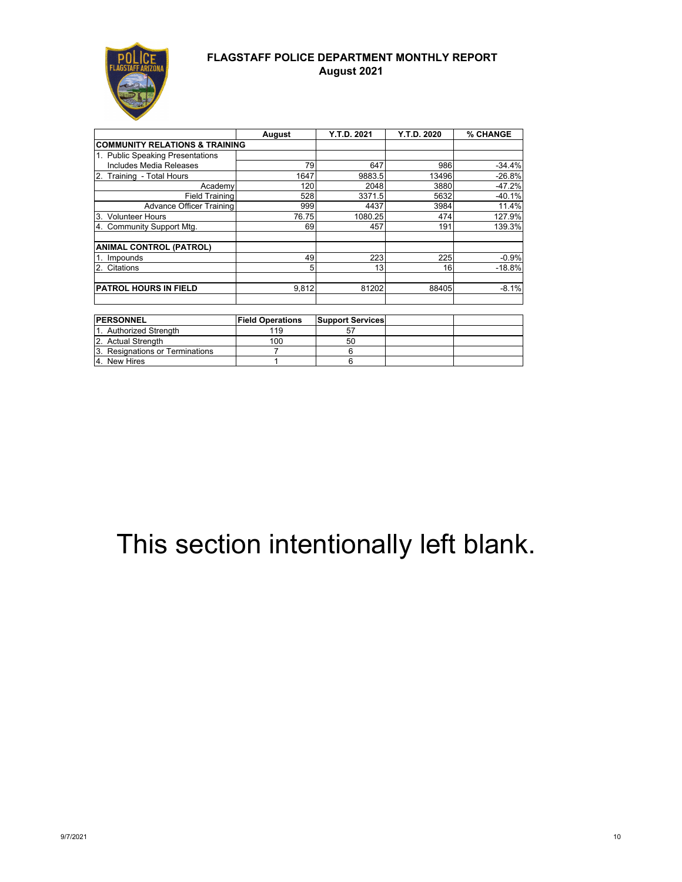# FLAGSTAFF POLICE DEPARTMENT MONTHLY REPORT
## August 2021

| | August | Y.T.D. 2021 | Y.T.D. 2020 | % CHANGE |
|---|---|---|---|---|
| **COMMUNITY RELATIONS & TRAINING** | | | | |
| 1. Public Speaking Presentations | | | | |
| Includes Media Releases | 79 | 647 | 986 | -34.4% |
| 2. Training - Total Hours | 1647 | 9883.5 | 13496 | -26.8% |
| Academy | 120 | 2048 | 3880 | -47.2% |
| Field Training | 528 | 3371.5 | 5632 | -40.1% |
| Advance Officer Training | 999 | 4437 | 3984 | 11.4% |
| 3. Volunteer Hours | 76.75 | 1080.25 | 474 | 127.9% |
| 4. Community Support Mtg. | 69 | 457 | 191 | 139.3% |
| | | | | |
| **ANIMAL CONTROL (PATROL)** | | | | |
| 1. Impounds | 49 | 223 | 225 | -0.9% |
| 2. Citations | 5 | 13 | 16 | -18.8% |
| | | | | |
| **PATROL HOURS IN FIELD** | 9,812 | 81202 | 88405 | -8.1% |

| **PERSONNEL** | **Field Operations** | **Support Services** | | |
|---|---|---|---|---|
| 1. Authorized Strength | 119 | 57 | | |
| 2. Actual Strength | 100 | 50 | | |
| 3. Resignations or Terminations | 7 | 6 | | |
| 4. New Hires | 1 | 6 | | |

This section intentionally left blank.